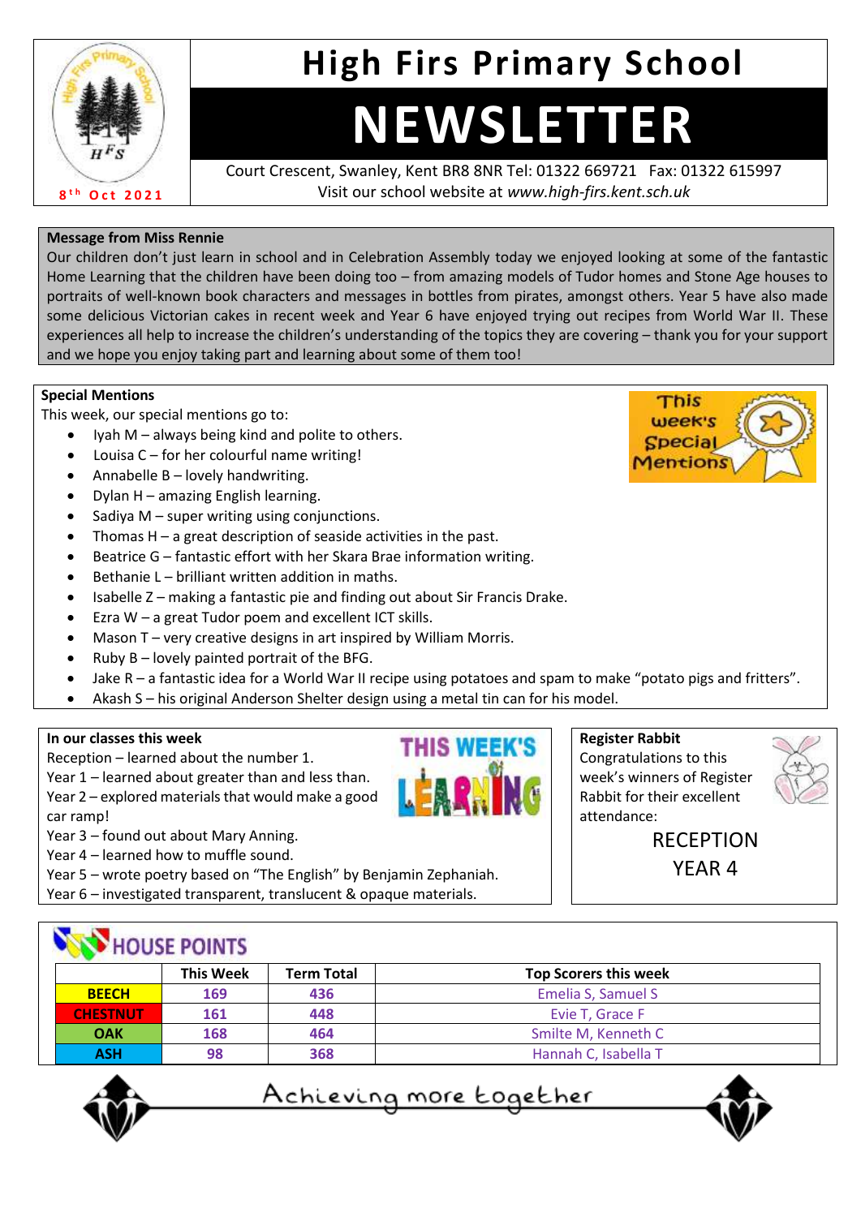# High Firs Primary School

# NEWSLETTER

8th Oct 2021

Court Crescent, Swanley, Kent BR8 8NR Tel: 01322 669721 Fax: 01322 615997
Visit our school website at *www.high-firs.kent.sch.uk*

**Message from Miss Rennie**

Our children don't just learn in school and in Celebration Assembly today we enjoyed looking at some of the fantastic Home Learning that the children have been doing too – from amazing models of Tudor homes and Stone Age houses to portraits of well-known book characters and messages in bottles from pirates, amongst others. Year 5 have also made some delicious Victorian cakes in recent week and Year 6 have enjoyed trying out recipes from World War II. These experiences all help to increase the children's understanding of the topics they are covering – thank you for your support and we hope you enjoy taking part and learning about some of them too!

**Special Mentions**

This week, our special mentions go to:

- Iyah M – always being kind and polite to others.
- Louisa C – for her colourful name writing!
- Annabelle B – lovely handwriting.
- Dylan H – amazing English learning.
- Sadiya M – super writing using conjunctions.
- Thomas H – a great description of seaside activities in the past.
- Beatrice G – fantastic effort with her Skara Brae information writing.
- Bethanie L – brilliant written addition in maths.
- Isabelle Z – making a fantastic pie and finding out about Sir Francis Drake.
- Ezra W – a great Tudor poem and excellent ICT skills.
- Mason T – very creative designs in art inspired by William Morris.
- Ruby B – lovely painted portrait of the BFG.
- Jake R – a fantastic idea for a World War II recipe using potatoes and spam to make "potato pigs and fritters".
- Akash S – his original Anderson Shelter design using a metal tin can for his model.

**In our classes this week**

Reception – learned about the number 1.
Year 1 – learned about greater than and less than.
Year 2 – explored materials that would make a good car ramp!
Year 3 – found out about Mary Anning.
Year 4 – learned how to muffle sound.
Year 5 – wrote poetry based on "The English" by Benjamin Zephaniah.
Year 6 – investigated transparent, translucent & opaque materials.

**Register Rabbit**

Congratulations to this week's winners of Register Rabbit for their excellent attendance:

RECEPTION
YEAR 4

## HOUSE POINTS

| | This Week | Term Total | Top Scorers this week |
|---|---|---|---|
| BEECH | 169 | 436 | Emelia S, Samuel S |
| CHESTNUT | 161 | 448 | Evie T, Grace F |
| OAK | 168 | 464 | Smilte M, Kenneth C |
| ASH | 98 | 368 | Hannah C, Isabella T |

Achieving more together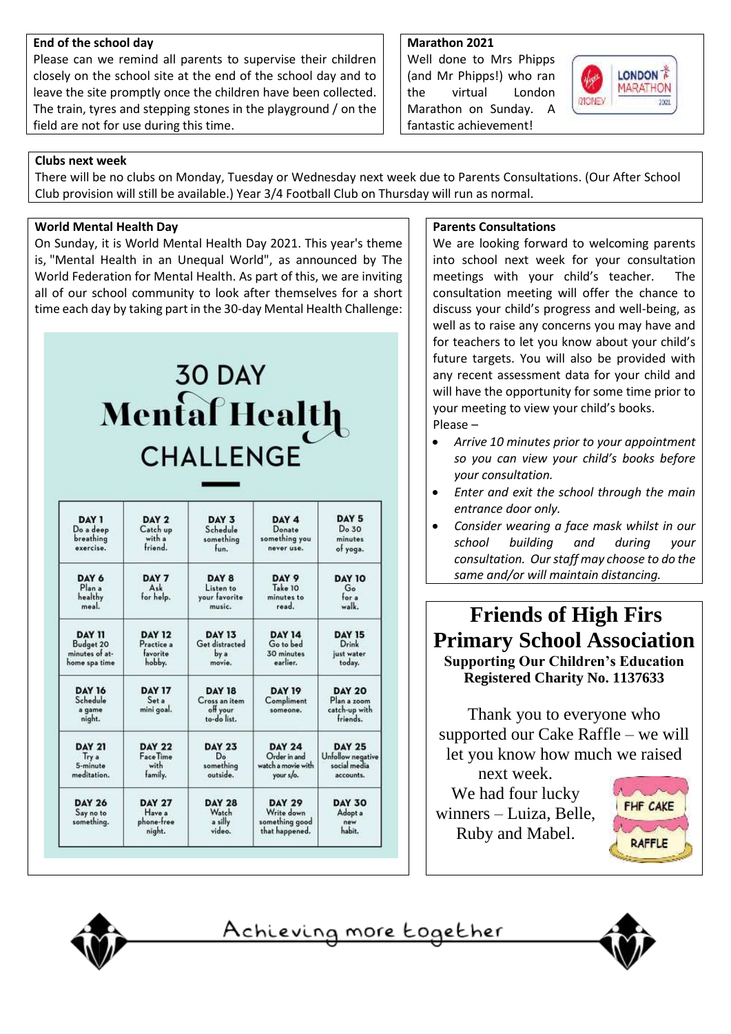**End of the school day**

Please can we remind all parents to supervise their children closely on the school site at the end of the school day and to leave the site promptly once the children have been collected. The train, tyres and stepping stones in the playground / on the field are not for use during this time.

**Marathon 2021**

Well done to Mrs Phipps (and Mr Phipps!) who ran the virtual London Marathon on Sunday. A fantastic achievement!

**Clubs next week**

There will be no clubs on Monday, Tuesday or Wednesday next week due to Parents Consultations. (Our After School Club provision will still be available.) Year 3/4 Football Club on Thursday will run as normal.

**World Mental Health Day**

On Sunday, it is World Mental Health Day 2021. This year's theme is, "Mental Health in an Unequal World", as announced by The World Federation for Mental Health. As part of this, we are inviting all of our school community to look after themselves for a short time each day by taking part in the 30-day Mental Health Challenge:

## 30 DAY Mental Health CHALLENGE

| | | | | |
|---|---|---|---|---|
| DAY 1 Do a deep breathing exercise. | DAY 2 Catch up with a friend. | DAY 3 Schedule something fun. | DAY 4 Donate something you never use. | DAY 5 Do 30 minutes of yoga. |
| DAY 6 Plan a healthy meal. | DAY 7 Ask for help. | DAY 8 Listen to your favorite music. | DAY 9 Take 10 minutes to read. | DAY 10 Go for a walk. |
| DAY 11 Budget 20 minutes of at-home spa time | DAY 12 Practice a favorite hobby. | DAY 13 Get distracted by a movie. | DAY 14 Go to bed 30 minutes earlier. | DAY 15 Drink just water today. |
| DAY 16 Schedule a game night. | DAY 17 Set a mini goal. | DAY 18 Cross an item off your to-do list. | DAY 19 Compliment someone. | DAY 20 Plan a zoom catch-up with friends. |
| DAY 21 Try a 5-minute meditation. | DAY 22 FaceTime with family. | DAY 23 Do something outside. | DAY 24 Order in and watch a movie with your s/o. | DAY 25 Unfollow negative social media accounts. |
| DAY 26 Say no to something. | DAY 27 Have a phone-free night. | DAY 28 Watch a silly video. | DAY 29 Write down something good that happened. | DAY 30 Adopt a new habit. |

**Parents Consultations**

We are looking forward to welcoming parents into school next week for your consultation meetings with your child's teacher. The consultation meeting will offer the chance to discuss your child's progress and well-being, as well as to raise any concerns you may have and for teachers to let you know about your child's future targets. You will also be provided with any recent assessment data for your child and will have the opportunity for some time prior to your meeting to view your child's books.

Please –

- *Arrive 10 minutes prior to your appointment so you can view your child's books before your consultation.*
- *Enter and exit the school through the main entrance door only.*
- *Consider wearing a face mask whilst in our school building and during your consultation. Our staff may choose to do the same and/or will maintain distancing.*

## Friends of High Firs Primary School Association

**Supporting Our Children's Education**
**Registered Charity No. 1137633**

Thank you to everyone who supported our Cake Raffle – we will let you know how much we raised next week.

We had four lucky winners – Luiza, Belle, Ruby and Mabel.

FHF CAKE RAFFLE

Achieving more together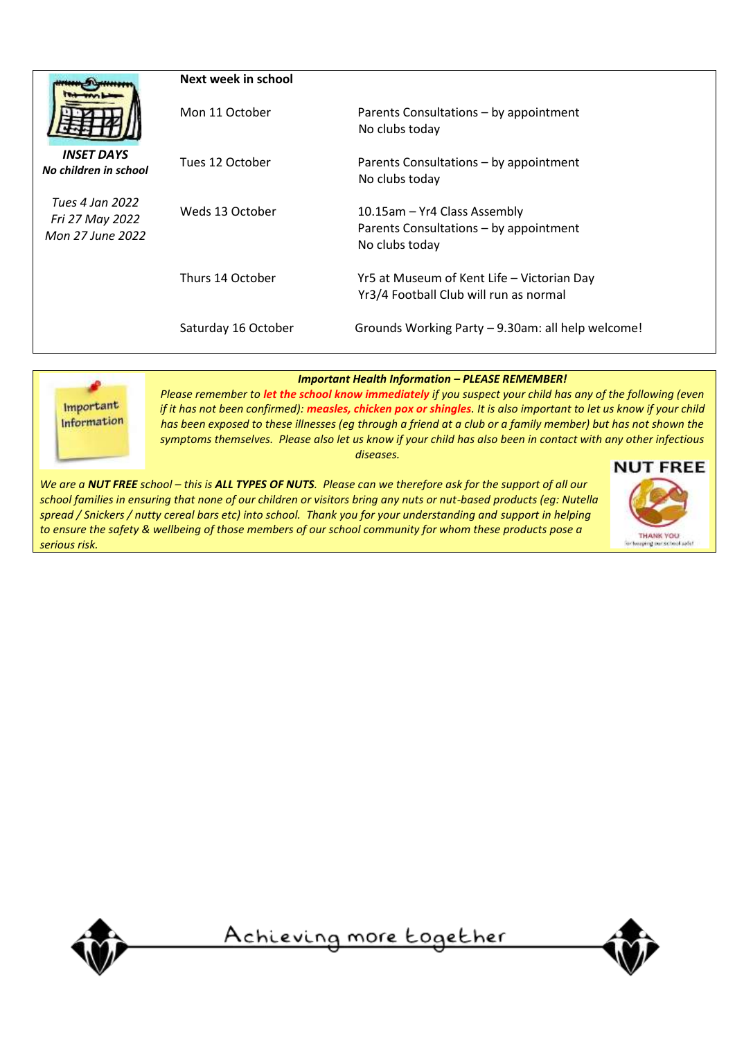***INSET DAYS***
***No children in school***

*Tues 4 Jan 2022*
*Fri 27 May 2022*
*Mon 27 June 2022*

**Next week in school**

| | |
|---|---|
| Mon 11 October | Parents Consultations – by appointment<br>No clubs today |
| Tues 12 October | Parents Consultations – by appointment<br>No clubs today |
| Weds 13 October | 10.15am – Yr4 Class Assembly<br>Parents Consultations – by appointment<br>No clubs today |
| Thurs 14 October | Yr5 at Museum of Kent Life – Victorian Day<br>Yr3/4 Football Club will run as normal |
| Saturday 16 October | Grounds Working Party – 9.30am: all help welcome! |

Important Information

***Important Health Information – PLEASE REMEMBER!***

*Please remember to **let the school know immediately** if you suspect your child has any of the following (even if it has not been confirmed): **measles, chicken pox or shingles**. It is also important to let us know if your child has been exposed to these illnesses (eg through a friend at a club or a family member) but has not shown the symptoms themselves. Please also let us know if your child has also been in contact with any other infectious diseases.*

NUT FREE

*We are a **NUT FREE** school – this is **ALL TYPES OF NUTS**. Please can we therefore ask for the support of all our school families in ensuring that none of our children or visitors bring any nuts or nut-based products (eg: Nutella spread / Snickers / nutty cereal bars etc) into school. Thank you for your understanding and support in helping to ensure the safety & wellbeing of those members of our school community for whom these products pose a serious risk.*

THANK YOU for keeping our school safe!

Achieving more together